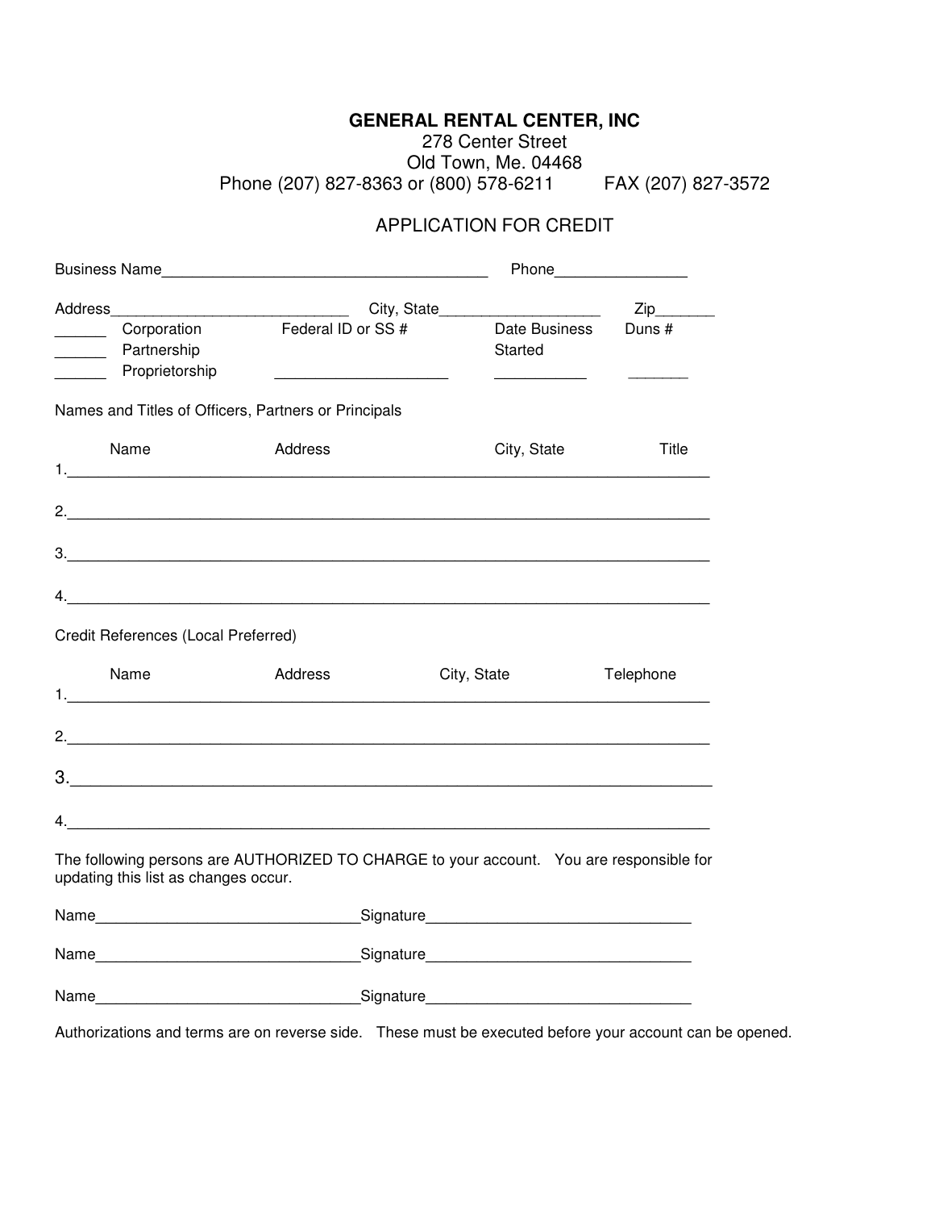# GENERAL RENTAL CENTER, INC

278 Center Street
Old Town, Me. 04468
Phone (207) 827-8363 or (800) 578-6211 FAX (207) 827-3572

## APPLICATION FOR CREDIT

Business Name_______________________________________ Phone_______________

Address___________________________ City, State__________________ Zip_______

| | | Federal ID or SS # | Date Business Started | Duns # |
|---|---|---|---|---|
| ______ | Corporation | | | |
| ______ | Partnership | | | |
| ______ | Proprietorship | ____________________ | ___________ | _______ |

Names and Titles of Officers, Partners or Principals

| | Name | Address | City, State | Title |
|---|---|---|---|---|
| 1. | | | | |
| 2. | | | | |
| 3. | | | | |
| 4. | | | | |

Credit References (Local Preferred)

| | Name | Address | City, State | Telephone |
|---|---|---|---|---|
| 1. | | | | |
| 2. | | | | |
| 3. | | | | |
| 4. | | | | |

The following persons are AUTHORIZED TO CHARGE to your account. You are responsible for updating this list as changes occur.

Name______________________________Signature______________________________

Name______________________________Signature______________________________

Name______________________________Signature______________________________

Authorizations and terms are on reverse side. These must be executed before your account can be opened.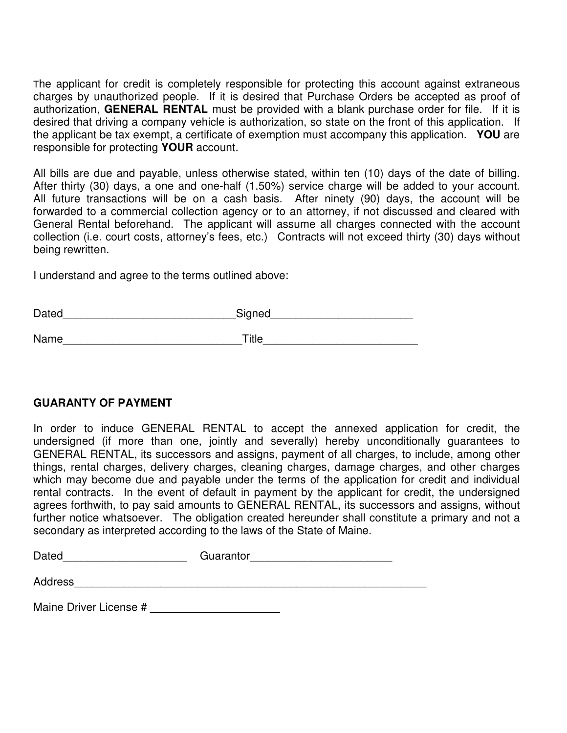The applicant for credit is completely responsible for protecting this account against extraneous charges by unauthorized people. If it is desired that Purchase Orders be accepted as proof of authorization, **GENERAL RENTAL** must be provided with a blank purchase order for file. If it is desired that driving a company vehicle is authorization, so state on the front of this application. If the applicant be tax exempt, a certificate of exemption must accompany this application. **YOU** are responsible for protecting **YOUR** account.

All bills are due and payable, unless otherwise stated, within ten (10) days of the date of billing. After thirty (30) days, a one and one-half (1.50%) service charge will be added to your account. All future transactions will be on a cash basis. After ninety (90) days, the account will be forwarded to a commercial collection agency or to an attorney, if not discussed and cleared with General Rental beforehand. The applicant will assume all charges connected with the account collection (i.e. court costs, attorney's fees, etc.) Contracts will not exceed thirty (30) days without being rewritten.

I understand and agree to the terms outlined above:

Dated____________________________Signed_______________________

Name_____________________________Title_________________________

## GUARANTY OF PAYMENT

In order to induce GENERAL RENTAL to accept the annexed application for credit, the undersigned (if more than one, jointly and severally) hereby unconditionally guarantees to GENERAL RENTAL, its successors and assigns, payment of all charges, to include, among other things, rental charges, delivery charges, cleaning charges, damage charges, and other charges which may become due and payable under the terms of the application for credit and individual rental contracts. In the event of default in payment by the applicant for credit, the undersigned agrees forthwith, to pay said amounts to GENERAL RENTAL, its successors and assigns, without further notice whatsoever. The obligation created hereunder shall constitute a primary and not a secondary as interpreted according to the laws of the State of Maine.

Dated____________________ Guarantor_______________________

Address____________________________________________________________

Maine Driver License # _____________________